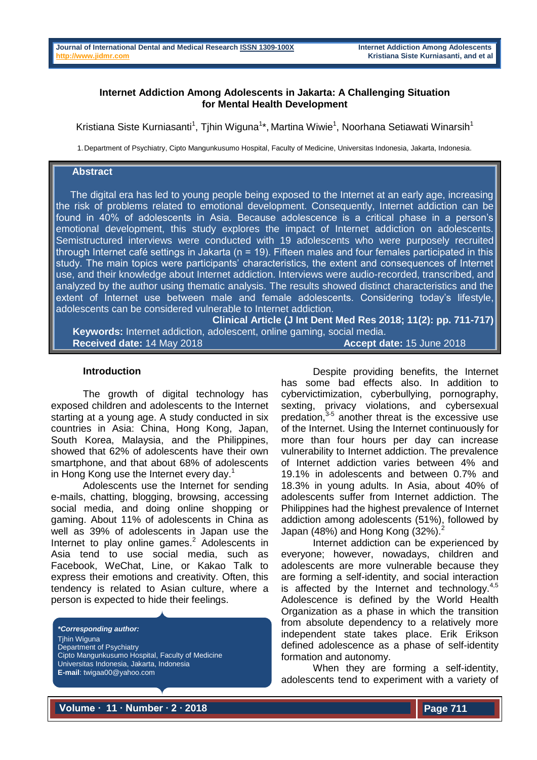# Internet Addiction Among Adolescents in Jakarta: A Challenging Situation for Mental Health Development

Kristiana Siste Kurniasanti[1], Tjhin Wiguna[1]*, Martina Wiwie[1], Noorhana Setiawati Winarsih[1]

1. Department of Psychiatry, Cipto Mangunkusumo Hospital, Faculty of Medicine, Universitas Indonesia, Jakarta, Indonesia.

## Abstract

The digital era has led to young people being exposed to the Internet at an early age, increasing the risk of problems related to emotional development. Consequently, Internet addiction can be found in 40% of adolescents in Asia. Because adolescence is a critical phase in a person's emotional development, this study explores the impact of Internet addiction on adolescents. Semistructured interviews were conducted with 19 adolescents who were purposely recruited through Internet café settings in Jakarta (n = 19). Fifteen males and four females participated in this study. The main topics were participants' characteristics, the extent and consequences of Internet use, and their knowledge about Internet addiction. Interviews were audio-recorded, transcribed, and analyzed by the author using thematic analysis. The results showed distinct characteristics and the extent of Internet use between male and female adolescents. Considering today's lifestyle, adolescents can be considered vulnerable to Internet addiction.

**Clinical Article (J Int Dent Med Res 2018; 11(2): pp. 711-717)**

**Keywords:** Internet addiction, adolescent, online gaming, social media.

**Received date:** 14 May 2018 **Accept date:** 15 June 2018

## Introduction

The growth of digital technology has exposed children and adolescents to the Internet starting at a young age. A study conducted in six countries in Asia: China, Hong Kong, Japan, South Korea, Malaysia, and the Philippines, showed that 62% of adolescents have their own smartphone, and that about 68% of adolescents in Hong Kong use the Internet every day.[1]

Adolescents use the Internet for sending e-mails, chatting, blogging, browsing, accessing social media, and doing online shopping or gaming. About 11% of adolescents in China as well as 39% of adolescents in Japan use the Internet to play online games.[2] Adolescents in Asia tend to use social media, such as Facebook, WeChat, Line, or Kakao Talk to express their emotions and creativity. Often, this tendency is related to Asian culture, where a person is expected to hide their feelings.

***Corresponding author:**
Tjhin Wiguna
Department of Psychiatry
Cipto Mangunkusumo Hospital, Faculty of Medicine
Universitas Indonesia, Jakarta, Indonesia
**E-mail**: twigaa00@yahoo.com

Despite providing benefits, the Internet has some bad effects also. In addition to cybervictimization, cyberbullying, pornography, sexting, privacy violations, and cybersexual predation,[3-5] another threat is the excessive use of the Internet. Using the Internet continuously for more than four hours per day can increase vulnerability to Internet addiction. The prevalence of Internet addiction varies between 4% and 19.1% in adolescents and between 0.7% and 18.3% in young adults. In Asia, about 40% of adolescents suffer from Internet addiction. The Philippines had the highest prevalence of Internet addiction among adolescents (51%), followed by Japan (48%) and Hong Kong (32%).[2]

Internet addiction can be experienced by everyone; however, nowadays, children and adolescents are more vulnerable because they are forming a self-identity, and social interaction is affected by the Internet and technology.[4,5] Adolescence is defined by the World Health Organization as a phase in which the transition from absolute dependency to a relatively more independent state takes place. Erik Erikson defined adolescence as a phase of self-identity formation and autonomy.

When they are forming a self-identity, adolescents tend to experiment with a variety of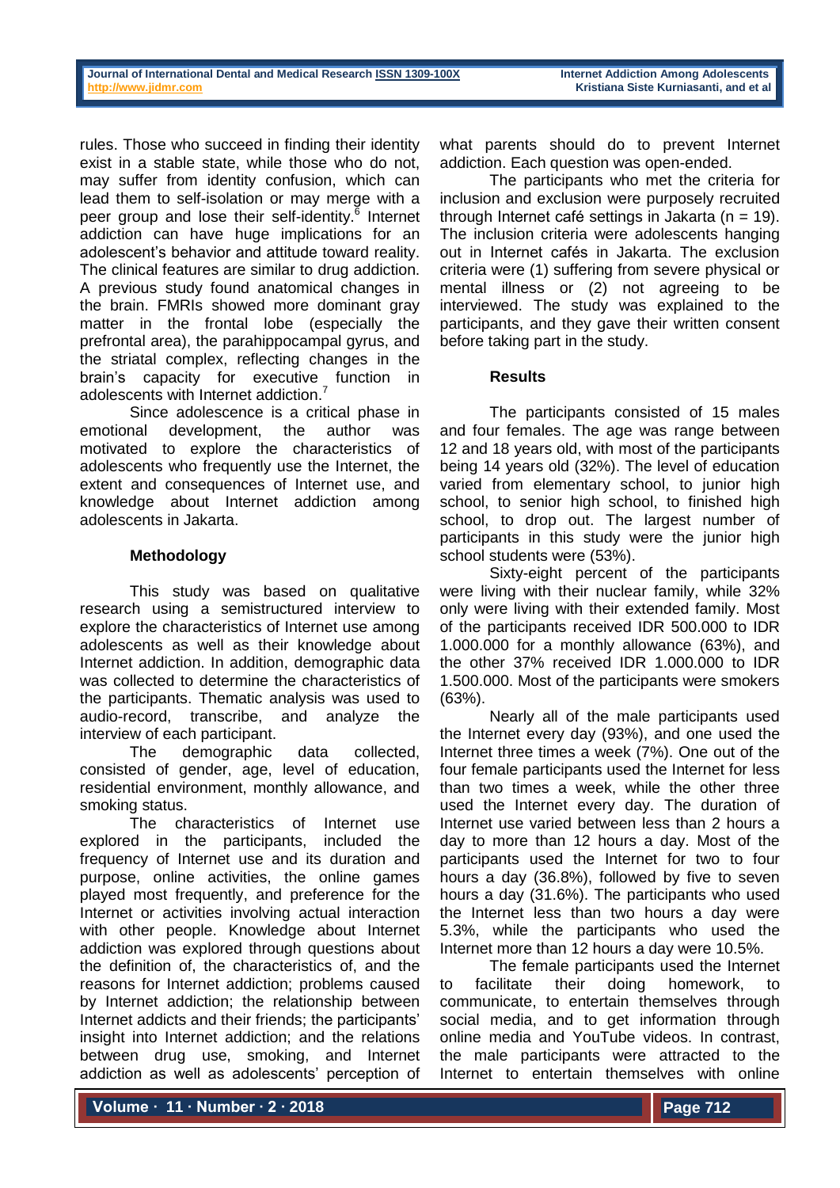rules. Those who succeed in finding their identity exist in a stable state, while those who do not, may suffer from identity confusion, which can lead them to self-isolation or may merge with a peer group and lose their self-identity.[6] Internet addiction can have huge implications for an adolescent's behavior and attitude toward reality. The clinical features are similar to drug addiction. A previous study found anatomical changes in the brain. FMRIs showed more dominant gray matter in the frontal lobe (especially the prefrontal area), the parahippocampal gyrus, and the striatal complex, reflecting changes in the brain's capacity for executive function in adolescents with Internet addiction.[7]

Since adolescence is a critical phase in emotional development, the author was motivated to explore the characteristics of adolescents who frequently use the Internet, the extent and consequences of Internet use, and knowledge about Internet addiction among adolescents in Jakarta.

## Methodology

This study was based on qualitative research using a semistructured interview to explore the characteristics of Internet use among adolescents as well as their knowledge about Internet addiction. In addition, demographic data was collected to determine the characteristics of the participants. Thematic analysis was used to audio-record, transcribe, and analyze the interview of each participant.

The demographic data collected, consisted of gender, age, level of education, residential environment, monthly allowance, and smoking status.

The characteristics of Internet use explored in the participants, included the frequency of Internet use and its duration and purpose, online activities, the online games played most frequently, and preference for the Internet or activities involving actual interaction with other people. Knowledge about Internet addiction was explored through questions about the definition of, the characteristics of, and the reasons for Internet addiction; problems caused by Internet addiction; the relationship between Internet addicts and their friends; the participants' insight into Internet addiction; and the relations between drug use, smoking, and Internet addiction as well as adolescents' perception of what parents should do to prevent Internet addiction. Each question was open-ended.

The participants who met the criteria for inclusion and exclusion were purposely recruited through Internet café settings in Jakarta (n = 19). The inclusion criteria were adolescents hanging out in Internet cafés in Jakarta. The exclusion criteria were (1) suffering from severe physical or mental illness or (2) not agreeing to be interviewed. The study was explained to the participants, and they gave their written consent before taking part in the study.

## Results

The participants consisted of 15 males and four females. The age was range between 12 and 18 years old, with most of the participants being 14 years old (32%). The level of education varied from elementary school, to junior high school, to senior high school, to finished high school, to drop out. The largest number of participants in this study were the junior high school students were (53%).

Sixty-eight percent of the participants were living with their nuclear family, while 32% only were living with their extended family. Most of the participants received IDR 500.000 to IDR 1.000.000 for a monthly allowance (63%), and the other 37% received IDR 1.000.000 to IDR 1.500.000. Most of the participants were smokers (63%).

Nearly all of the male participants used the Internet every day (93%), and one used the Internet three times a week (7%). One out of the four female participants used the Internet for less than two times a week, while the other three used the Internet every day. The duration of Internet use varied between less than 2 hours a day to more than 12 hours a day. Most of the participants used the Internet for two to four hours a day (36.8%), followed by five to seven hours a day (31.6%). The participants who used the Internet less than two hours a day were 5.3%, while the participants who used the Internet more than 12 hours a day were 10.5%.

The female participants used the Internet to facilitate their doing homework, to communicate, to entertain themselves through social media, and to get information through online media and YouTube videos. In contrast, the male participants were attracted to the Internet to entertain themselves with online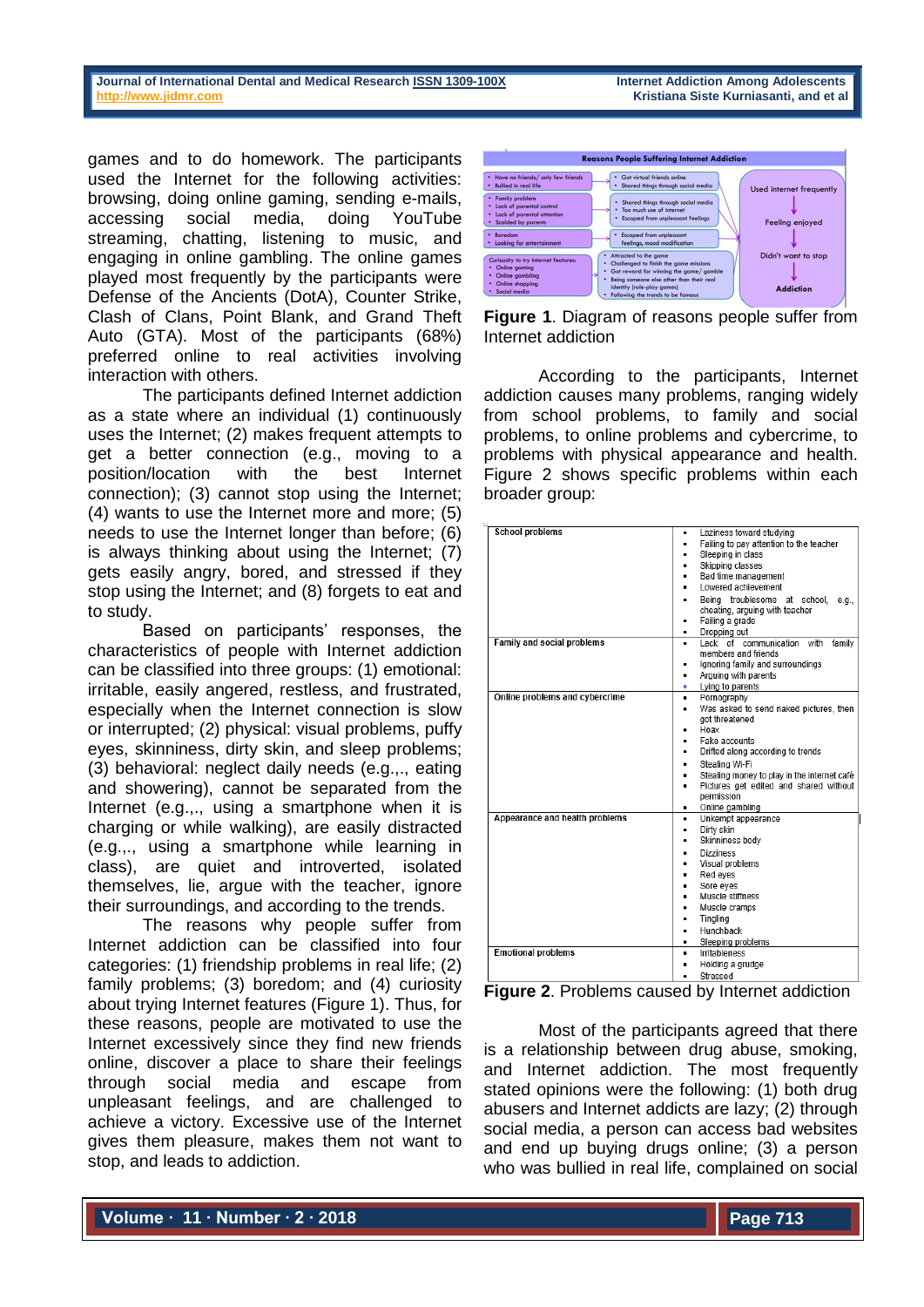games and to do homework. The participants used the Internet for the following activities: browsing, doing online gaming, sending e-mails, accessing social media, doing YouTube streaming, chatting, listening to music, and engaging in online gambling. The online games played most frequently by the participants were Defense of the Ancients (DotA), Counter Strike, Clash of Clans, Point Blank, and Grand Theft Auto (GTA). Most of the participants (68%) preferred online to real activities involving interaction with others.

The participants defined Internet addiction as a state where an individual (1) continuously uses the Internet; (2) makes frequent attempts to get a better connection (e.g., moving to a position/location with the best Internet connection); (3) cannot stop using the Internet; (4) wants to use the Internet more and more; (5) needs to use the Internet longer than before; (6) is always thinking about using the Internet; (7) gets easily angry, bored, and stressed if they stop using the Internet; and (8) forgets to eat and to study.

Based on participants' responses, the characteristics of people with Internet addiction can be classified into three groups: (1) emotional: irritable, easily angered, restless, and frustrated, especially when the Internet connection is slow or interrupted; (2) physical: visual problems, puffy eyes, skinniness, dirty skin, and sleep problems; (3) behavioral: neglect daily needs (e.g.,., eating and showering), cannot be separated from the Internet (e.g.,., using a smartphone when it is charging or while walking), are easily distracted (e.g.,., using a smartphone while learning in class), are quiet and introverted, isolated themselves, lie, argue with the teacher, ignore their surroundings, and according to the trends.

The reasons why people suffer from Internet addiction can be classified into four categories: (1) friendship problems in real life; (2) family problems; (3) boredom; and (4) curiosity about trying Internet features (Figure 1). Thus, for these reasons, people are motivated to use the Internet excessively since they find new friends online, discover a place to share their feelings through social media and escape from unpleasant feelings, and are challenged to achieve a victory. Excessive use of the Internet gives them pleasure, makes them not want to stop, and leads to addiction.

**Reasons People Suffering Internet Addiction**

| Reasons | Effects | Progression |
|---|---|---|
| • Have no friends/ only few friends<br>• Bullied in real life | • Got virtual friends online<br>• Shared things through social media | Used internet frequently |
| • Family problem<br>• Lack of parental control<br>• Lack of parental attention<br>• Scolded by parents | • Shared things through social media<br>• Too much use of internet<br>• Escaped from unpleasant feelings | ↓ Feeling enjoyed |
| • Boredom<br>• Looking for entertainment | • Escaped from unpleasant feelings, mood modification | ↓ Didn't want to stop |
| Curiosity to try internet features:<br>• Online gaming<br>• Online gambling<br>• Online shopping<br>• Social media | • Attracted to the game<br>• Challenged to finish the game missions<br>• Got reward for winning the game/ gamble<br>• Being someone else other than their real identity (role-play games)<br>• Following the trends to be famous | ↓ Addiction |

**Figure 1**. Diagram of reasons people suffer from Internet addiction

According to the participants, Internet addiction causes many problems, ranging widely from school problems, to family and social problems, to online problems and cybercrime, to problems with physical appearance and health. Figure 2 shows specific problems within each broader group:

| Group | Problems |
|---|---|
| School problems | • Laziness toward studying<br>• Failing to pay attention to the teacher<br>• Sleeping in class<br>• Skipping classes<br>• Bad time management<br>• Lowered achievement<br>• Being troublesome at school, e.g., cheating, arguing with teacher<br>• Failing a grade<br>• Dropping out |
| Family and social problems | • Lack of communication with family members and friends<br>• Ignoring family and surroundings<br>• Arguing with parents<br>• Lying to parents |
| Online problems and cybercrime | • Pornography<br>• Was asked to send naked pictures, then got threatened<br>• Hoax<br>• Fake accounts<br>• Drifted along according to trends<br>• Stealing Wi-Fi<br>• Stealing money to play in the internet café<br>• Pictures get edited and shared without permission<br>• Online gambling |
| Appearance and health problems | • Unkempt appearance<br>• Dirty skin<br>• Skinniness body<br>• Dizziness<br>• Visual problems<br>• Red eyes<br>• Sore eyes<br>• Muscle stiffness<br>• Muscle cramps<br>• Tingling<br>• Hunchback<br>• Sleeping problems |
| Emotional problems | • Irritableness<br>• Holding a grudge<br>• Stressed |

**Figure 2**. Problems caused by Internet addiction

Most of the participants agreed that there is a relationship between drug abuse, smoking, and Internet addiction. The most frequently stated opinions were the following: (1) both drug abusers and Internet addicts are lazy; (2) through social media, a person can access bad websites and end up buying drugs online; (3) a person who was bullied in real life, complained on social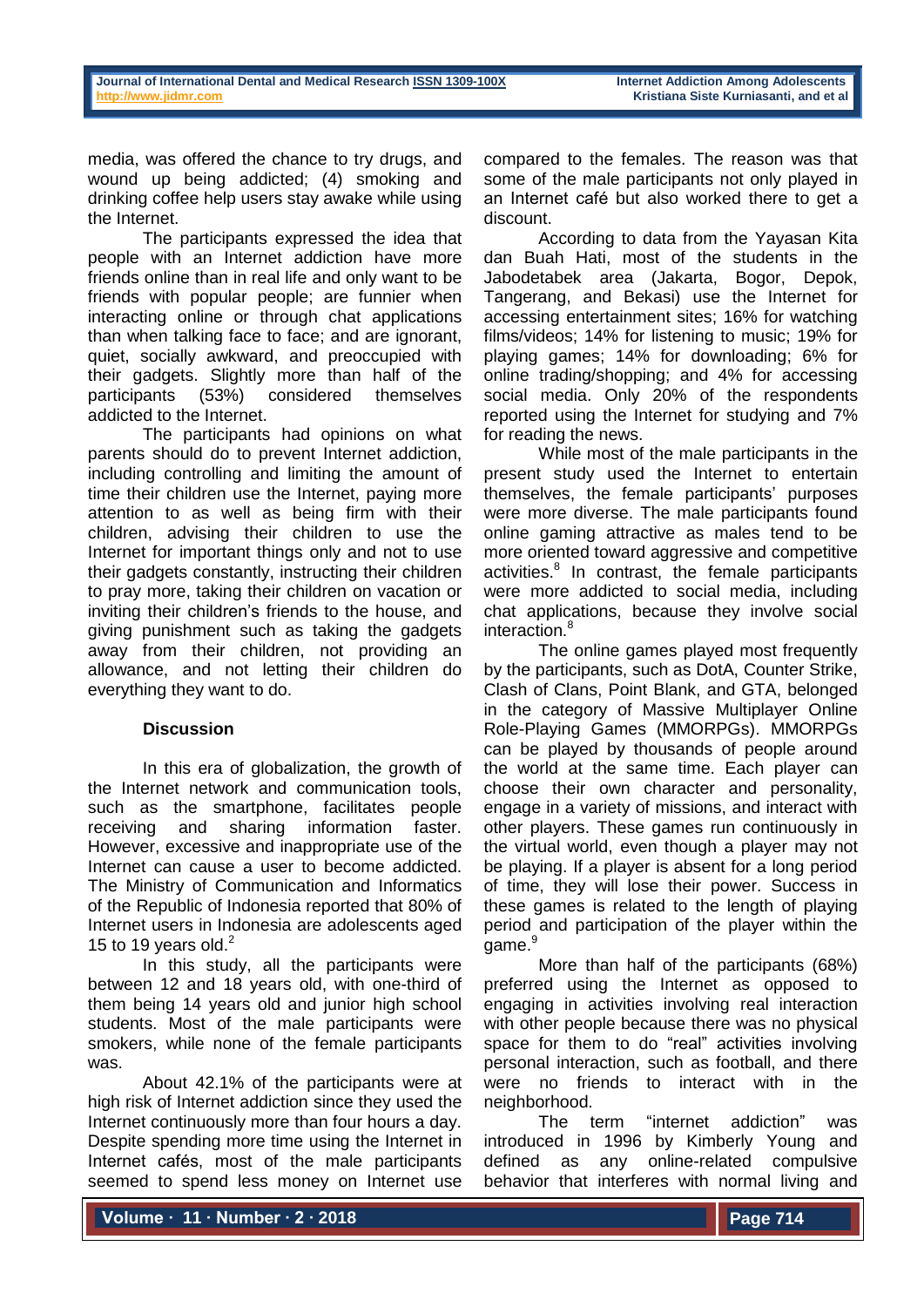media, was offered the chance to try drugs, and wound up being addicted; (4) smoking and drinking coffee help users stay awake while using the Internet.

The participants expressed the idea that people with an Internet addiction have more friends online than in real life and only want to be friends with popular people; are funnier when interacting online or through chat applications than when talking face to face; and are ignorant, quiet, socially awkward, and preoccupied with their gadgets. Slightly more than half of the participants (53%) considered themselves addicted to the Internet.

The participants had opinions on what parents should do to prevent Internet addiction, including controlling and limiting the amount of time their children use the Internet, paying more attention to as well as being firm with their children, advising their children to use the Internet for important things only and not to use their gadgets constantly, instructing their children to pray more, taking their children on vacation or inviting their children's friends to the house, and giving punishment such as taking the gadgets away from their children, not providing an allowance, and not letting their children do everything they want to do.

## Discussion

In this era of globalization, the growth of the Internet network and communication tools, such as the smartphone, facilitates people receiving and sharing information faster. However, excessive and inappropriate use of the Internet can cause a user to become addicted. The Ministry of Communication and Informatics of the Republic of Indonesia reported that 80% of Internet users in Indonesia are adolescents aged 15 to 19 years old.[2]

In this study, all the participants were between 12 and 18 years old, with one-third of them being 14 years old and junior high school students. Most of the male participants were smokers, while none of the female participants was.

About 42.1% of the participants were at high risk of Internet addiction since they used the Internet continuously more than four hours a day. Despite spending more time using the Internet in Internet cafés, most of the male participants seemed to spend less money on Internet use compared to the females. The reason was that some of the male participants not only played in an Internet café but also worked there to get a discount.

According to data from the Yayasan Kita dan Buah Hati, most of the students in the Jabodetabek area (Jakarta, Bogor, Depok, Tangerang, and Bekasi) use the Internet for accessing entertainment sites; 16% for watching films/videos; 14% for listening to music; 19% for playing games; 14% for downloading; 6% for online trading/shopping; and 4% for accessing social media. Only 20% of the respondents reported using the Internet for studying and 7% for reading the news.

While most of the male participants in the present study used the Internet to entertain themselves, the female participants' purposes were more diverse. The male participants found online gaming attractive as males tend to be more oriented toward aggressive and competitive activities.[8] In contrast, the female participants were more addicted to social media, including chat applications, because they involve social interaction.[8]

The online games played most frequently by the participants, such as DotA, Counter Strike, Clash of Clans, Point Blank, and GTA, belonged in the category of Massive Multiplayer Online Role-Playing Games (MMORPGs). MMORPGs can be played by thousands of people around the world at the same time. Each player can choose their own character and personality, engage in a variety of missions, and interact with other players. These games run continuously in the virtual world, even though a player may not be playing. If a player is absent for a long period of time, they will lose their power. Success in these games is related to the length of playing period and participation of the player within the game.[9]

More than half of the participants (68%) preferred using the Internet as opposed to engaging in activities involving real interaction with other people because there was no physical space for them to do "real" activities involving personal interaction, such as football, and there were no friends to interact with in the neighborhood.

The term "internet addiction" was introduced in 1996 by Kimberly Young and defined as any online-related compulsive behavior that interferes with normal living and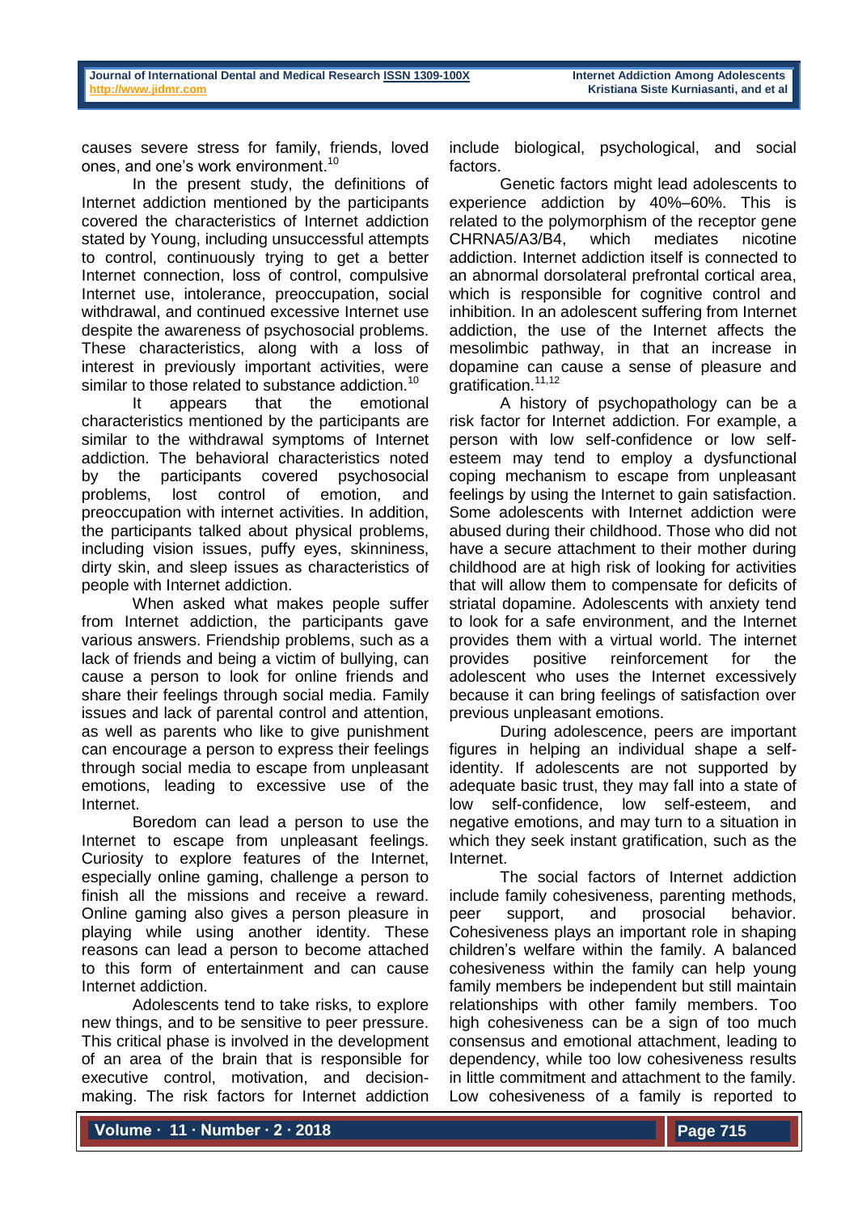causes severe stress for family, friends, loved ones, and one's work environment.[10]

In the present study, the definitions of Internet addiction mentioned by the participants covered the characteristics of Internet addiction stated by Young, including unsuccessful attempts to control, continuously trying to get a better Internet connection, loss of control, compulsive Internet use, intolerance, preoccupation, social withdrawal, and continued excessive Internet use despite the awareness of psychosocial problems. These characteristics, along with a loss of interest in previously important activities, were similar to those related to substance addiction.[10]

It appears that the emotional characteristics mentioned by the participants are similar to the withdrawal symptoms of Internet addiction. The behavioral characteristics noted by the participants covered psychosocial problems, lost control of emotion, and preoccupation with internet activities. In addition, the participants talked about physical problems, including vision issues, puffy eyes, skinniness, dirty skin, and sleep issues as characteristics of people with Internet addiction.

When asked what makes people suffer from Internet addiction, the participants gave various answers. Friendship problems, such as a lack of friends and being a victim of bullying, can cause a person to look for online friends and share their feelings through social media. Family issues and lack of parental control and attention, as well as parents who like to give punishment can encourage a person to express their feelings through social media to escape from unpleasant emotions, leading to excessive use of the Internet.

Boredom can lead a person to use the Internet to escape from unpleasant feelings. Curiosity to explore features of the Internet, especially online gaming, challenge a person to finish all the missions and receive a reward. Online gaming also gives a person pleasure in playing while using another identity. These reasons can lead a person to become attached to this form of entertainment and can cause Internet addiction.

Adolescents tend to take risks, to explore new things, and to be sensitive to peer pressure. This critical phase is involved in the development of an area of the brain that is responsible for executive control, motivation, and decision-making. The risk factors for Internet addiction include biological, psychological, and social factors.

Genetic factors might lead adolescents to experience addiction by 40%–60%. This is related to the polymorphism of the receptor gene CHRNA5/A3/B4, which mediates nicotine addiction. Internet addiction itself is connected to an abnormal dorsolateral prefrontal cortical area, which is responsible for cognitive control and inhibition. In an adolescent suffering from Internet addiction, the use of the Internet affects the mesolimbic pathway, in that an increase in dopamine can cause a sense of pleasure and gratification.[11,12]

A history of psychopathology can be a risk factor for Internet addiction. For example, a person with low self-confidence or low self-esteem may tend to employ a dysfunctional coping mechanism to escape from unpleasant feelings by using the Internet to gain satisfaction. Some adolescents with Internet addiction were abused during their childhood. Those who did not have a secure attachment to their mother during childhood are at high risk of looking for activities that will allow them to compensate for deficits of striatal dopamine. Adolescents with anxiety tend to look for a safe environment, and the Internet provides them with a virtual world. The internet provides positive reinforcement for the adolescent who uses the Internet excessively because it can bring feelings of satisfaction over previous unpleasant emotions.

During adolescence, peers are important figures in helping an individual shape a self-identity. If adolescents are not supported by adequate basic trust, they may fall into a state of low self-confidence, low self-esteem, and negative emotions, and may turn to a situation in which they seek instant gratification, such as the Internet.

The social factors of Internet addiction include family cohesiveness, parenting methods, peer support, and prosocial behavior. Cohesiveness plays an important role in shaping children's welfare within the family. A balanced cohesiveness within the family can help young family members be independent but still maintain relationships with other family members. Too high cohesiveness can be a sign of too much consensus and emotional attachment, leading to dependency, while too low cohesiveness results in little commitment and attachment to the family. Low cohesiveness of a family is reported to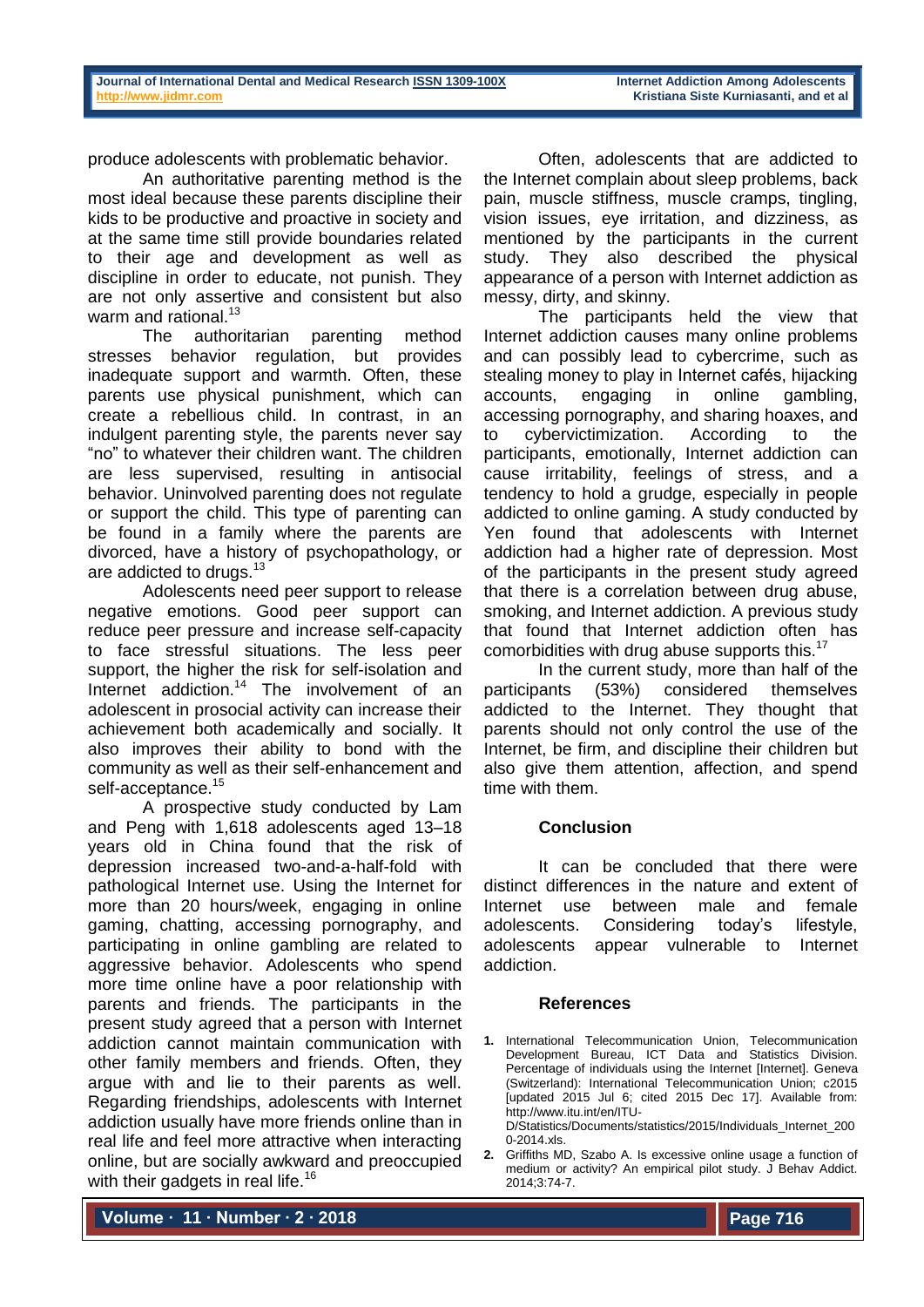produce adolescents with problematic behavior.

An authoritative parenting method is the most ideal because these parents discipline their kids to be productive and proactive in society and at the same time still provide boundaries related to their age and development as well as discipline in order to educate, not punish. They are not only assertive and consistent but also warm and rational.[13]

The authoritarian parenting method stresses behavior regulation, but provides inadequate support and warmth. Often, these parents use physical punishment, which can create a rebellious child. In contrast, in an indulgent parenting style, the parents never say "no" to whatever their children want. The children are less supervised, resulting in antisocial behavior. Uninvolved parenting does not regulate or support the child. This type of parenting can be found in a family where the parents are divorced, have a history of psychopathology, or are addicted to drugs.[13]

Adolescents need peer support to release negative emotions. Good peer support can reduce peer pressure and increase self-capacity to face stressful situations. The less peer support, the higher the risk for self-isolation and Internet addiction.[14] The involvement of an adolescent in prosocial activity can increase their achievement both academically and socially. It also improves their ability to bond with the community as well as their self-enhancement and self-acceptance.[15]

A prospective study conducted by Lam and Peng with 1,618 adolescents aged 13–18 years old in China found that the risk of depression increased two-and-a-half-fold with pathological Internet use. Using the Internet for more than 20 hours/week, engaging in online gaming, chatting, accessing pornography, and participating in online gambling are related to aggressive behavior. Adolescents who spend more time online have a poor relationship with parents and friends. The participants in the present study agreed that a person with Internet addiction cannot maintain communication with other family members and friends. Often, they argue with and lie to their parents as well. Regarding friendships, adolescents with Internet addiction usually have more friends online than in real life and feel more attractive when interacting online, but are socially awkward and preoccupied with their gadgets in real life.[16]

Often, adolescents that are addicted to the Internet complain about sleep problems, back pain, muscle stiffness, muscle cramps, tingling, vision issues, eye irritation, and dizziness, as mentioned by the participants in the current study. They also described the physical appearance of a person with Internet addiction as messy, dirty, and skinny.

The participants held the view that Internet addiction causes many online problems and can possibly lead to cybercrime, such as stealing money to play in Internet cafés, hijacking accounts, engaging in online gambling, accessing pornography, and sharing hoaxes, and to cybervictimization. According to the participants, emotionally, Internet addiction can cause irritability, feelings of stress, and a tendency to hold a grudge, especially in people addicted to online gaming. A study conducted by Yen found that adolescents with Internet addiction had a higher rate of depression. Most of the participants in the present study agreed that there is a correlation between drug abuse, smoking, and Internet addiction. A previous study that found that Internet addiction often has comorbidities with drug abuse supports this.[17]

In the current study, more than half of the participants (53%) considered themselves addicted to the Internet. They thought that parents should not only control the use of the Internet, be firm, and discipline their children but also give them attention, affection, and spend time with them.

## Conclusion

It can be concluded that there were distinct differences in the nature and extent of Internet use between male and female adolescents. Considering today's lifestyle, adolescents appear vulnerable to Internet addiction.

## References

1. International Telecommunication Union, Telecommunication Development Bureau, ICT Data and Statistics Division. Percentage of individuals using the Internet [Internet]. Geneva (Switzerland): International Telecommunication Union; c2015 [updated 2015 Jul 6; cited 2015 Dec 17]. Available from: http://www.itu.int/en/ITU-D/Statistics/Documents/statistics/2015/Individuals_Internet_2000-2014.xls.
2. Griffiths MD, Szabo A. Is excessive online usage a function of medium or activity? An empirical pilot study. J Behav Addict. 2014;3:74-7.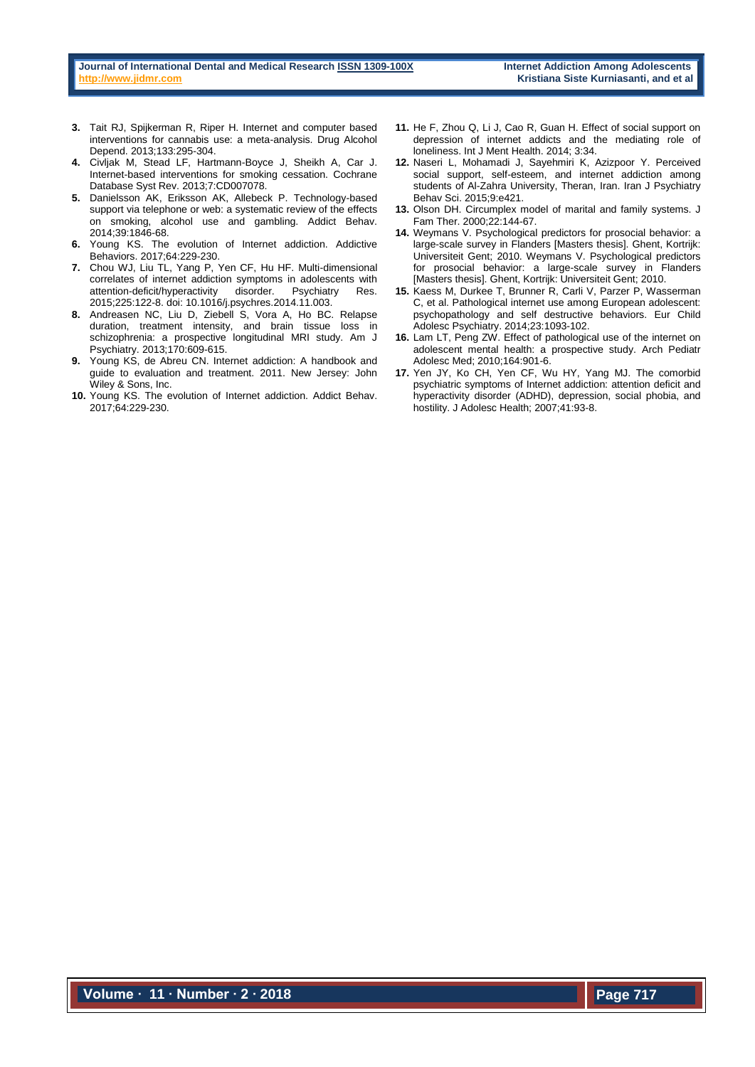3. Tait RJ, Spijkerman R, Riper H. Internet and computer based interventions for cannabis use: a meta-analysis. Drug Alcohol Depend. 2013;133:295-304.
4. Civljak M, Stead LF, Hartmann-Boyce J, Sheikh A, Car J. Internet-based interventions for smoking cessation. Cochrane Database Syst Rev. 2013;7:CD007078.
5. Danielsson AK, Eriksson AK, Allebeck P. Technology-based support via telephone or web: a systematic review of the effects on smoking, alcohol use and gambling. Addict Behav. 2014;39:1846-68.
6. Young KS. The evolution of Internet addiction. Addictive Behaviors. 2017;64:229-230.
7. Chou WJ, Liu TL, Yang P, Yen CF, Hu HF. Multi-dimensional correlates of internet addiction symptoms in adolescents with attention-deficit/hyperactivity disorder. Psychiatry Res. 2015;225:122-8. doi: 10.1016/j.psychres.2014.11.003.
8. Andreasen NC, Liu D, Ziebell S, Vora A, Ho BC. Relapse duration, treatment intensity, and brain tissue loss in schizophrenia: a prospective longitudinal MRI study. Am J Psychiatry. 2013;170:609-615.
9. Young KS, de Abreu CN. Internet addiction: A handbook and guide to evaluation and treatment. 2011. New Jersey: John Wiley & Sons, Inc.
10. Young KS. The evolution of Internet addiction. Addict Behav. 2017;64:229-230.
11. He F, Zhou Q, Li J, Cao R, Guan H. Effect of social support on depression of internet addicts and the mediating role of loneliness. Int J Ment Health. 2014; 3:34.
12. Naseri L, Mohamadi J, Sayehmiri K, Azizpoor Y. Perceived social support, self-esteem, and internet addiction among students of Al-Zahra University, Theran, Iran. Iran J Psychiatry Behav Sci. 2015;9:e421.
13. Olson DH. Circumplex model of marital and family systems. J Fam Ther. 2000;22:144-67.
14. Weymans V. Psychological predictors for prosocial behavior: a large-scale survey in Flanders [Masters thesis]. Ghent, Kortrijk: Universiteit Gent; 2010. Weymans V. Psychological predictors for prosocial behavior: a large-scale survey in Flanders [Masters thesis]. Ghent, Kortrijk: Universiteit Gent; 2010.
15. Kaess M, Durkee T, Brunner R, Carli V, Parzer P, Wasserman C, et al. Pathological internet use among European adolescent: psychopathology and self destructive behaviors. Eur Child Adolesc Psychiatry. 2014;23:1093-102.
16. Lam LT, Peng ZW. Effect of pathological use of the internet on adolescent mental health: a prospective study. Arch Pediatr Adolesc Med; 2010;164:901-6.
17. Yen JY, Ko CH, Yen CF, Wu HY, Yang MJ. The comorbid psychiatric symptoms of Internet addiction: attention deficit and hyperactivity disorder (ADHD), depression, social phobia, and hostility. J Adolesc Health; 2007;41:93-8.